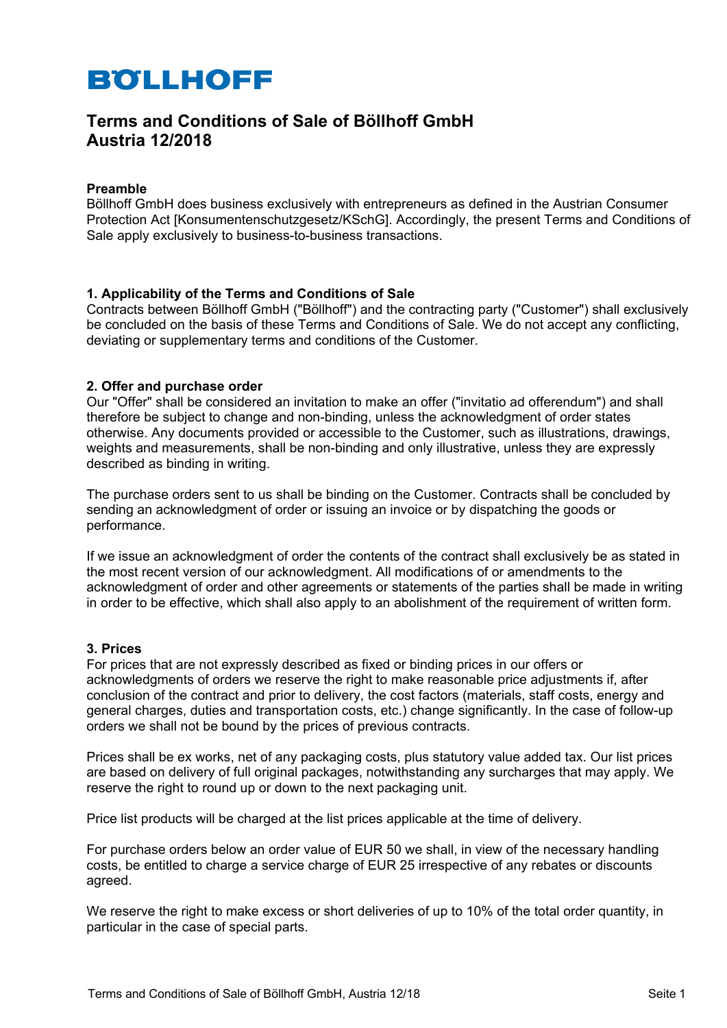BÖLLHOFF

# Terms and Conditions of Sale of Böllhoff GmbH Austria 12/2018

**Preamble**
Böllhoff GmbH does business exclusively with entrepreneurs as defined in the Austrian Consumer Protection Act [Konsumentenschutzgesetz/KSchG]. Accordingly, the present Terms and Conditions of Sale apply exclusively to business-to-business transactions.

### 1. Applicability of the Terms and Conditions of Sale

Contracts between Böllhoff GmbH ("Böllhoff") and the contracting party ("Customer") shall exclusively be concluded on the basis of these Terms and Conditions of Sale. We do not accept any conflicting, deviating or supplementary terms and conditions of the Customer.

### 2. Offer and purchase order

Our "Offer" shall be considered an invitation to make an offer ("invitatio ad offerendum") and shall therefore be subject to change and non-binding, unless the acknowledgment of order states otherwise. Any documents provided or accessible to the Customer, such as illustrations, drawings, weights and measurements, shall be non-binding and only illustrative, unless they are expressly described as binding in writing.

The purchase orders sent to us shall be binding on the Customer. Contracts shall be concluded by sending an acknowledgment of order or issuing an invoice or by dispatching the goods or performance.

If we issue an acknowledgment of order the contents of the contract shall exclusively be as stated in the most recent version of our acknowledgment. All modifications of or amendments to the acknowledgment of order and other agreements or statements of the parties shall be made in writing in order to be effective, which shall also apply to an abolishment of the requirement of written form.

### 3. Prices

For prices that are not expressly described as fixed or binding prices in our offers or acknowledgments of orders we reserve the right to make reasonable price adjustments if, after conclusion of the contract and prior to delivery, the cost factors (materials, staff costs, energy and general charges, duties and transportation costs, etc.) change significantly. In the case of follow-up orders we shall not be bound by the prices of previous contracts.

Prices shall be ex works, net of any packaging costs, plus statutory value added tax. Our list prices are based on delivery of full original packages, notwithstanding any surcharges that may apply. We reserve the right to round up or down to the next packaging unit.

Price list products will be charged at the list prices applicable at the time of delivery.

For purchase orders below an order value of EUR 50 we shall, in view of the necessary handling costs, be entitled to charge a service charge of EUR 25 irrespective of any rebates or discounts agreed.

We reserve the right to make excess or short deliveries of up to 10% of the total order quantity, in particular in the case of special parts.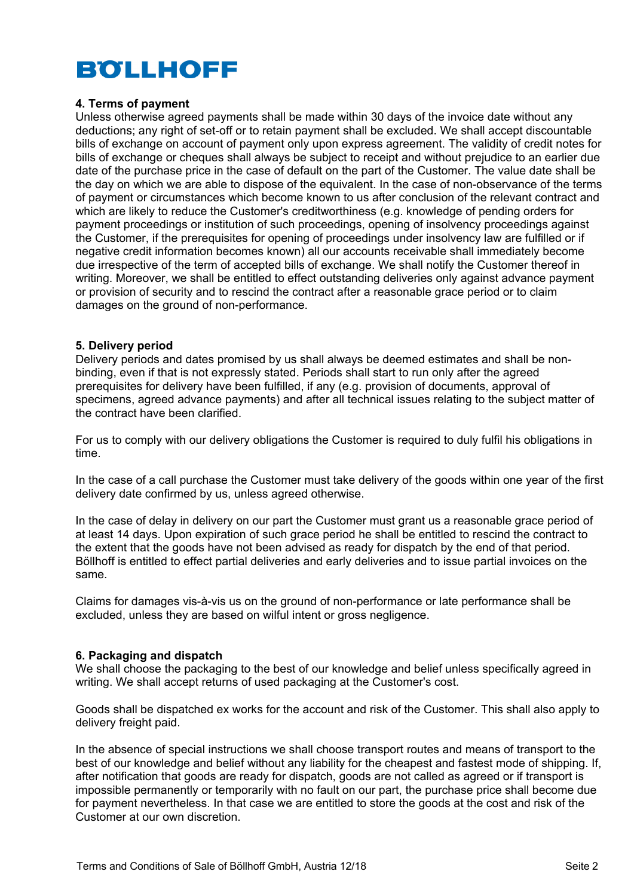### 4. Terms of payment

Unless otherwise agreed payments shall be made within 30 days of the invoice date without any deductions; any right of set-off or to retain payment shall be excluded. We shall accept discountable bills of exchange on account of payment only upon express agreement. The validity of credit notes for bills of exchange or cheques shall always be subject to receipt and without prejudice to an earlier due date of the purchase price in the case of default on the part of the Customer. The value date shall be the day on which we are able to dispose of the equivalent. In the case of non-observance of the terms of payment or circumstances which become known to us after conclusion of the relevant contract and which are likely to reduce the Customer's creditworthiness (e.g. knowledge of pending orders for payment proceedings or institution of such proceedings, opening of insolvency proceedings against the Customer, if the prerequisites for opening of proceedings under insolvency law are fulfilled or if negative credit information becomes known) all our accounts receivable shall immediately become due irrespective of the term of accepted bills of exchange. We shall notify the Customer thereof in writing. Moreover, we shall be entitled to effect outstanding deliveries only against advance payment or provision of security and to rescind the contract after a reasonable grace period or to claim damages on the ground of non-performance.

### 5. Delivery period

Delivery periods and dates promised by us shall always be deemed estimates and shall be non-binding, even if that is not expressly stated. Periods shall start to run only after the agreed prerequisites for delivery have been fulfilled, if any (e.g. provision of documents, approval of specimens, agreed advance payments) and after all technical issues relating to the subject matter of the contract have been clarified.

For us to comply with our delivery obligations the Customer is required to duly fulfil his obligations in time.

In the case of a call purchase the Customer must take delivery of the goods within one year of the first delivery date confirmed by us, unless agreed otherwise.

In the case of delay in delivery on our part the Customer must grant us a reasonable grace period of at least 14 days. Upon expiration of such grace period he shall be entitled to rescind the contract to the extent that the goods have not been advised as ready for dispatch by the end of that period. Böllhoff is entitled to effect partial deliveries and early deliveries and to issue partial invoices on the same.

Claims for damages vis-à-vis us on the ground of non-performance or late performance shall be excluded, unless they are based on wilful intent or gross negligence.

### 6. Packaging and dispatch

We shall choose the packaging to the best of our knowledge and belief unless specifically agreed in writing. We shall accept returns of used packaging at the Customer's cost.

Goods shall be dispatched ex works for the account and risk of the Customer. This shall also apply to delivery freight paid.

In the absence of special instructions we shall choose transport routes and means of transport to the best of our knowledge and belief without any liability for the cheapest and fastest mode of shipping. If, after notification that goods are ready for dispatch, goods are not called as agreed or if transport is impossible permanently or temporarily with no fault on our part, the purchase price shall become due for payment nevertheless. In that case we are entitled to store the goods at the cost and risk of the Customer at our own discretion.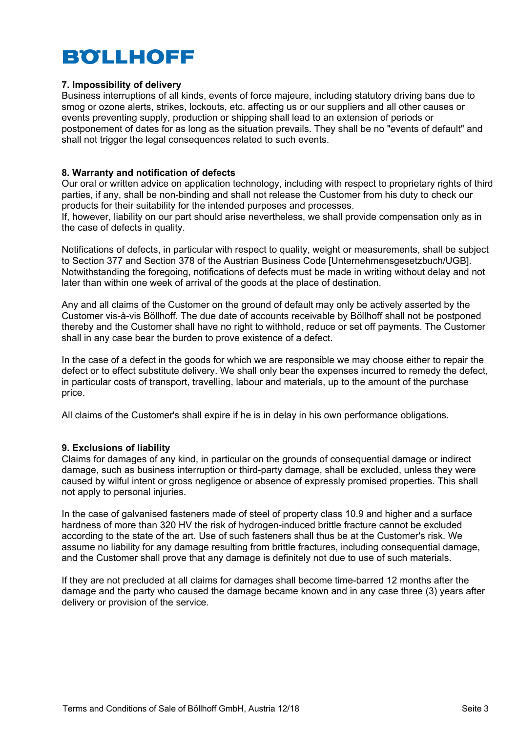## 7. Impossibility of delivery

Business interruptions of all kinds, events of force majeure, including statutory driving bans due to smog or ozone alerts, strikes, lockouts, etc. affecting us or our suppliers and all other causes or events preventing supply, production or shipping shall lead to an extension of periods or postponement of dates for as long as the situation prevails. They shall be no "events of default" and shall not trigger the legal consequences related to such events.

## 8. Warranty and notification of defects

Our oral or written advice on application technology, including with respect to proprietary rights of third parties, if any, shall be non-binding and shall not release the Customer from his duty to check our products for their suitability for the intended purposes and processes.
If, however, liability on our part should arise nevertheless, we shall provide compensation only as in the case of defects in quality.

Notifications of defects, in particular with respect to quality, weight or measurements, shall be subject to Section 377 and Section 378 of the Austrian Business Code [Unternehmensgesetzbuch/UGB]. Notwithstanding the foregoing, notifications of defects must be made in writing without delay and not later than within one week of arrival of the goods at the place of destination.

Any and all claims of the Customer on the ground of default may only be actively asserted by the Customer vis-à-vis Böllhoff. The due date of accounts receivable by Böllhoff shall not be postponed thereby and the Customer shall have no right to withhold, reduce or set off payments. The Customer shall in any case bear the burden to prove existence of a defect.

In the case of a defect in the goods for which we are responsible we may choose either to repair the defect or to effect substitute delivery. We shall only bear the expenses incurred to remedy the defect, in particular costs of transport, travelling, labour and materials, up to the amount of the purchase price.

All claims of the Customer's shall expire if he is in delay in his own performance obligations.

## 9. Exclusions of liability

Claims for damages of any kind, in particular on the grounds of consequential damage or indirect damage, such as business interruption or third-party damage, shall be excluded, unless they were caused by wilful intent or gross negligence or absence of expressly promised properties. This shall not apply to personal injuries.

In the case of galvanised fasteners made of steel of property class 10.9 and higher and a surface hardness of more than 320 HV the risk of hydrogen-induced brittle fracture cannot be excluded according to the state of the art. Use of such fasteners shall thus be at the Customer's risk. We assume no liability for any damage resulting from brittle fractures, including consequential damage, and the Customer shall prove that any damage is definitely not due to use of such materials.

If they are not precluded at all claims for damages shall become time-barred 12 months after the damage and the party who caused the damage became known and in any case three (3) years after delivery or provision of the service.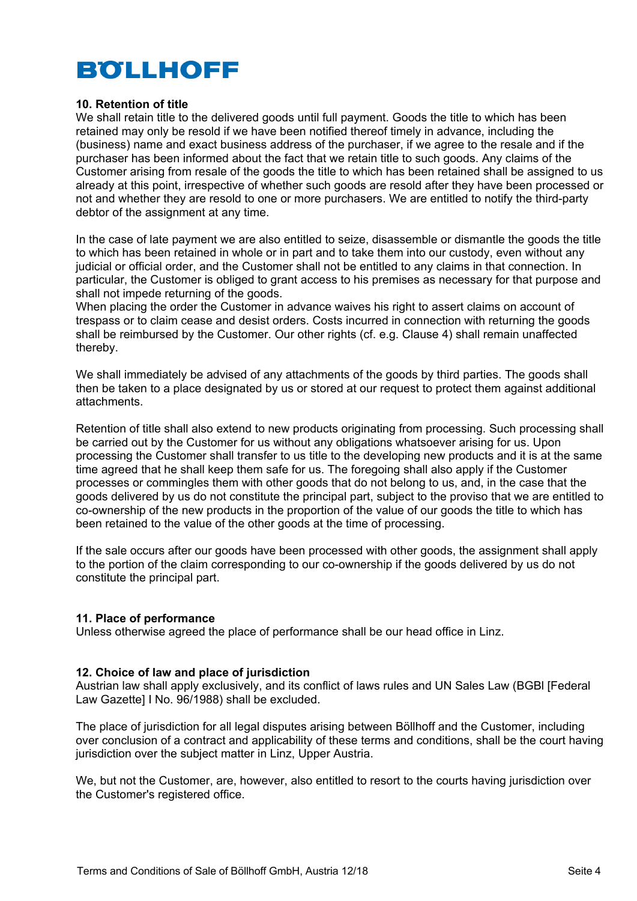**BÖLLHOFF**

## 10. Retention of title

We shall retain title to the delivered goods until full payment. Goods the title to which has been retained may only be resold if we have been notified thereof timely in advance, including the (business) name and exact business address of the purchaser, if we agree to the resale and if the purchaser has been informed about the fact that we retain title to such goods. Any claims of the Customer arising from resale of the goods the title to which has been retained shall be assigned to us already at this point, irrespective of whether such goods are resold after they have been processed or not and whether they are resold to one or more purchasers. We are entitled to notify the third-party debtor of the assignment at any time.

In the case of late payment we are also entitled to seize, disassemble or dismantle the goods the title to which has been retained in whole or in part and to take them into our custody, even without any judicial or official order, and the Customer shall not be entitled to any claims in that connection. In particular, the Customer is obliged to grant access to his premises as necessary for that purpose and shall not impede returning of the goods.
When placing the order the Customer in advance waives his right to assert claims on account of trespass or to claim cease and desist orders. Costs incurred in connection with returning the goods shall be reimbursed by the Customer. Our other rights (cf. e.g. Clause 4) shall remain unaffected thereby.

We shall immediately be advised of any attachments of the goods by third parties. The goods shall then be taken to a place designated by us or stored at our request to protect them against additional attachments.

Retention of title shall also extend to new products originating from processing. Such processing shall be carried out by the Customer for us without any obligations whatsoever arising for us. Upon processing the Customer shall transfer to us title to the developing new products and it is at the same time agreed that he shall keep them safe for us. The foregoing shall also apply if the Customer processes or commingles them with other goods that do not belong to us, and, in the case that the goods delivered by us do not constitute the principal part, subject to the proviso that we are entitled to co-ownership of the new products in the proportion of the value of our goods the title to which has been retained to the value of the other goods at the time of processing.

If the sale occurs after our goods have been processed with other goods, the assignment shall apply to the portion of the claim corresponding to our co-ownership if the goods delivered by us do not constitute the principal part.

## 11. Place of performance

Unless otherwise agreed the place of performance shall be our head office in Linz.

## 12. Choice of law and place of jurisdiction

Austrian law shall apply exclusively, and its conflict of laws rules and UN Sales Law (BGBl [Federal Law Gazette] I No. 96/1988) shall be excluded.

The place of jurisdiction for all legal disputes arising between Böllhoff and the Customer, including over conclusion of a contract and applicability of these terms and conditions, shall be the court having jurisdiction over the subject matter in Linz, Upper Austria.

We, but not the Customer, are, however, also entitled to resort to the courts having jurisdiction over the Customer's registered office.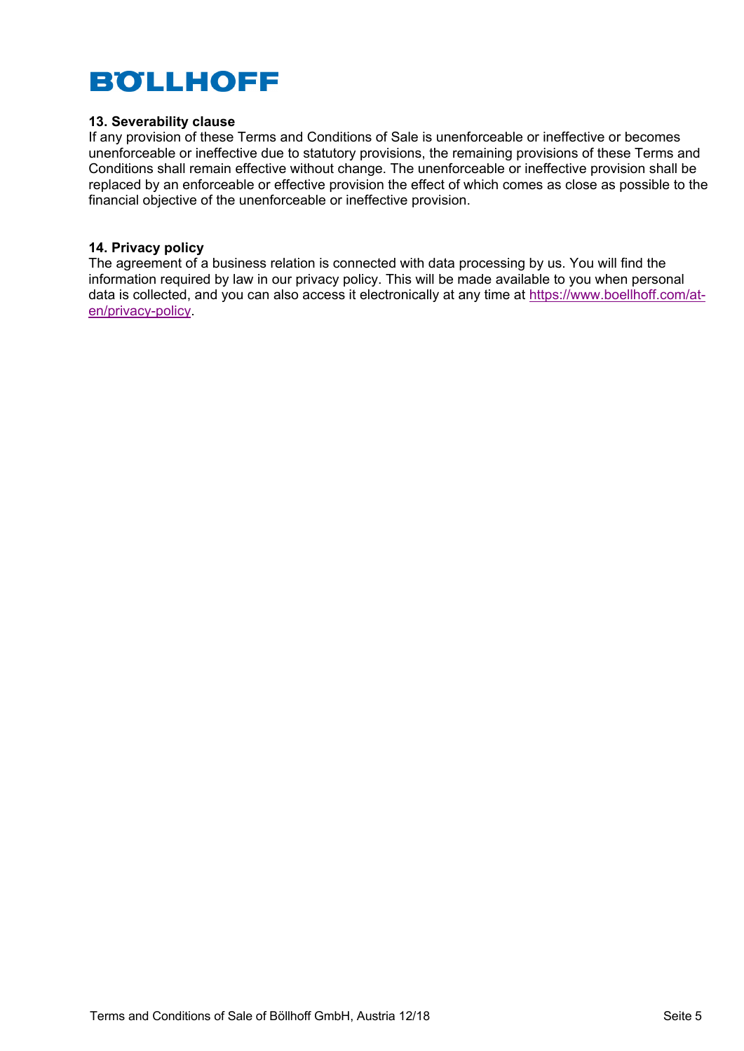**13. Severability clause**
If any provision of these Terms and Conditions of Sale is unenforceable or ineffective or becomes unenforceable or ineffective due to statutory provisions, the remaining provisions of these Terms and Conditions shall remain effective without change. The unenforceable or ineffective provision shall be replaced by an enforceable or effective provision the effect of which comes as close as possible to the financial objective of the unenforceable or ineffective provision.

**14. Privacy policy**
The agreement of a business relation is connected with data processing by us. You will find the information required by law in our privacy policy. This will be made available to you when personal data is collected, and you can also access it electronically at any time at https://www.boellhoff.com/at-en/privacy-policy.